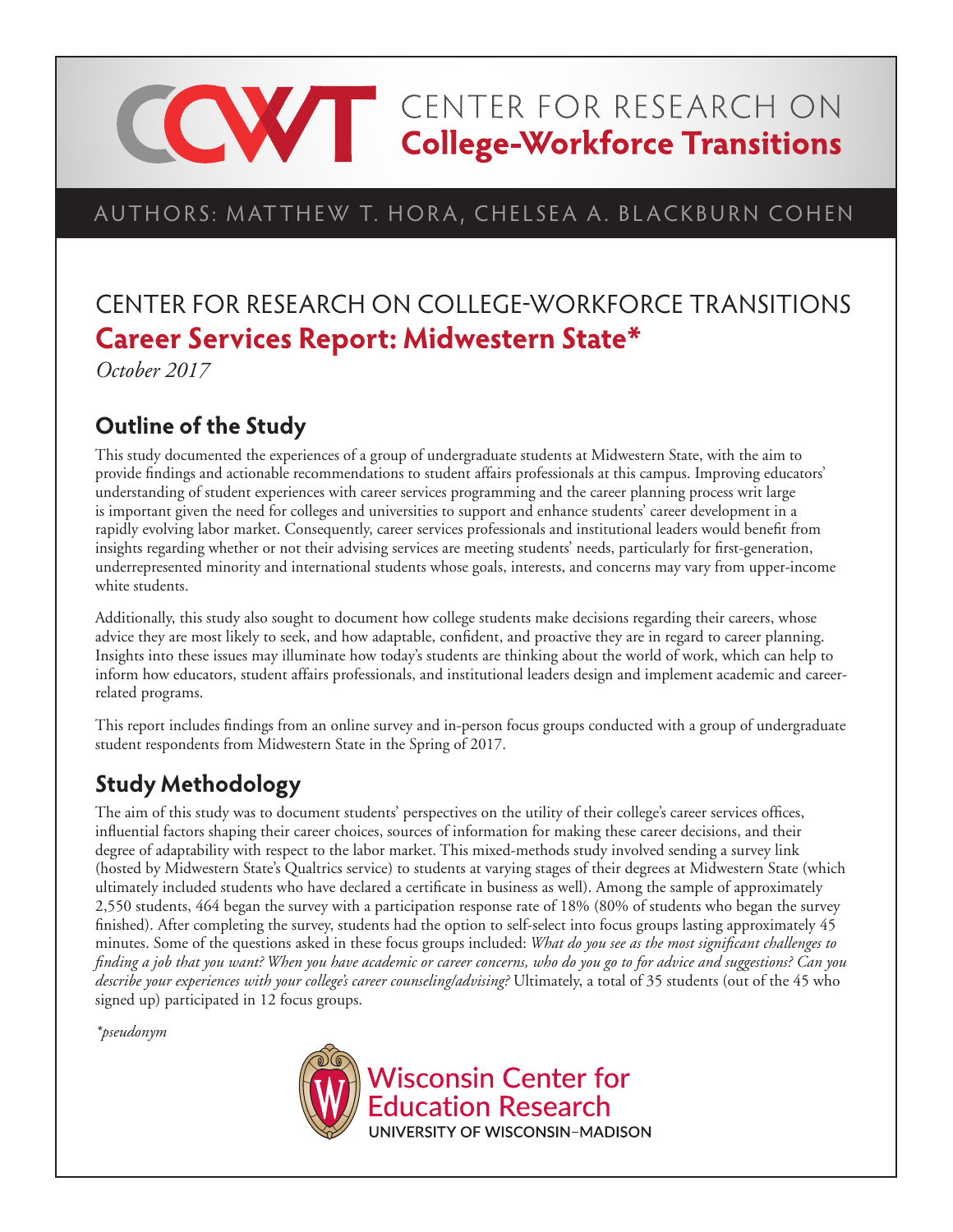# CENTER FOR RESEARCH ON College-Workforce Transitions

AUTHORS: MATTHEW T. HORA, CHELSEA A. BLACKBURN COHEN

## CENTER FOR RESEARCH ON COLLEGE-WORKFORCE TRANSITIONS
## Career Services Report: Midwestern State*

*October 2017*

### Outline of the Study

This study documented the experiences of a group of undergraduate students at Midwestern State, with the aim to provide findings and actionable recommendations to student affairs professionals at this campus. Improving educators' understanding of student experiences with career services programming and the career planning process writ large is important given the need for colleges and universities to support and enhance students' career development in a rapidly evolving labor market. Consequently, career services professionals and institutional leaders would benefit from insights regarding whether or not their advising services are meeting students' needs, particularly for first-generation, underrepresented minority and international students whose goals, interests, and concerns may vary from upper-income white students.

Additionally, this study also sought to document how college students make decisions regarding their careers, whose advice they are most likely to seek, and how adaptable, confident, and proactive they are in regard to career planning. Insights into these issues may illuminate how today's students are thinking about the world of work, which can help to inform how educators, student affairs professionals, and institutional leaders design and implement academic and career-related programs.

This report includes findings from an online survey and in-person focus groups conducted with a group of undergraduate student respondents from Midwestern State in the Spring of 2017.

### Study Methodology

The aim of this study was to document students' perspectives on the utility of their college's career services offices, influential factors shaping their career choices, sources of information for making these career decisions, and their degree of adaptability with respect to the labor market. This mixed-methods study involved sending a survey link (hosted by Midwestern State's Qualtrics service) to students at varying stages of their degrees at Midwestern State (which ultimately included students who have declared a certificate in business as well). Among the sample of approximately 2,550 students, 464 began the survey with a participation response rate of 18% (80% of students who began the survey finished). After completing the survey, students had the option to self-select into focus groups lasting approximately 45 minutes. Some of the questions asked in these focus groups included: *What do you see as the most significant challenges to finding a job that you want? When you have academic or career concerns, who do you go to for advice and suggestions? Can you describe your experiences with your college's career counseling/advising?* Ultimately, a total of 35 students (out of the 45 who signed up) participated in 12 focus groups.

*\*pseudonym*

Wisconsin Center for Education Research
UNIVERSITY OF WISCONSIN–MADISON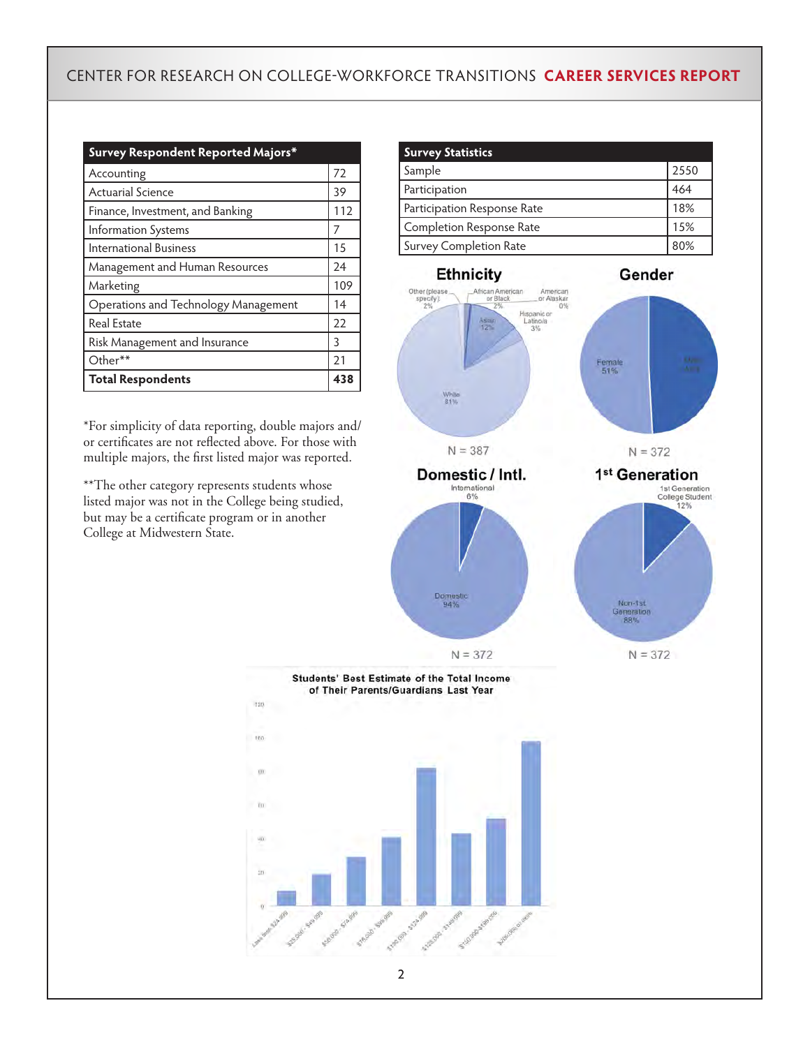| Survey Respondent Reported Majors* | |
|---|---|
| Accounting | 72 |
| Actuarial Science | 39 |
| Finance, Investment, and Banking | 112 |
| Information Systems | 7 |
| International Business | 15 |
| Management and Human Resources | 24 |
| Marketing | 109 |
| Operations and Technology Management | 14 |
| Real Estate | 22 |
| Risk Management and Insurance | 3 |
| Other** | 21 |
| **Total Respondents** | **438** |

*For simplicity of data reporting, double majors and/or certificates are not reflected above. For those with multiple majors, the first listed major was reported.

**The other category represents students whose listed major was not in the College being studied, but may be a certificate program or in another College at Midwestern State.

| Survey Statistics | |
|---|---|
| Sample | 2550 |
| Participation | 464 |
| Participation Response Rate | 18% |
| Completion Response Rate | 15% |
| Survey Completion Rate | 80% |

**Ethnicity**

Other (please specify) 2%, African American or Black 2%, American or Alaskar 0%, Hispanic or Latino/a 3%, Asian 12%, White 81%

N = 387

**Gender**

Female 51%, Male 49%

N = 372

**Domestic / Intl.**

International 6%, Domestic 94%

N = 372

**1st Generation**

1st Generation College Student 12%, Non-1st Generation 88%

N = 372

**Students' Best Estimate of the Total Income of Their Parents/Guardians Last Year**

| Income | Approx. count |
|---|---|
| Less than $24,999 | 9 |
| $25,000 - $49,999 | 19 |
| $50,000 - $74,999 | 29 |
| $75,000 - $99,999 | 41 |
| $100,000 - $124,999 | 82 |
| $125,000 - $149,999 | 43 |
| $150,000 - $199,999 | 52 |
| $200,000 or more | 98 |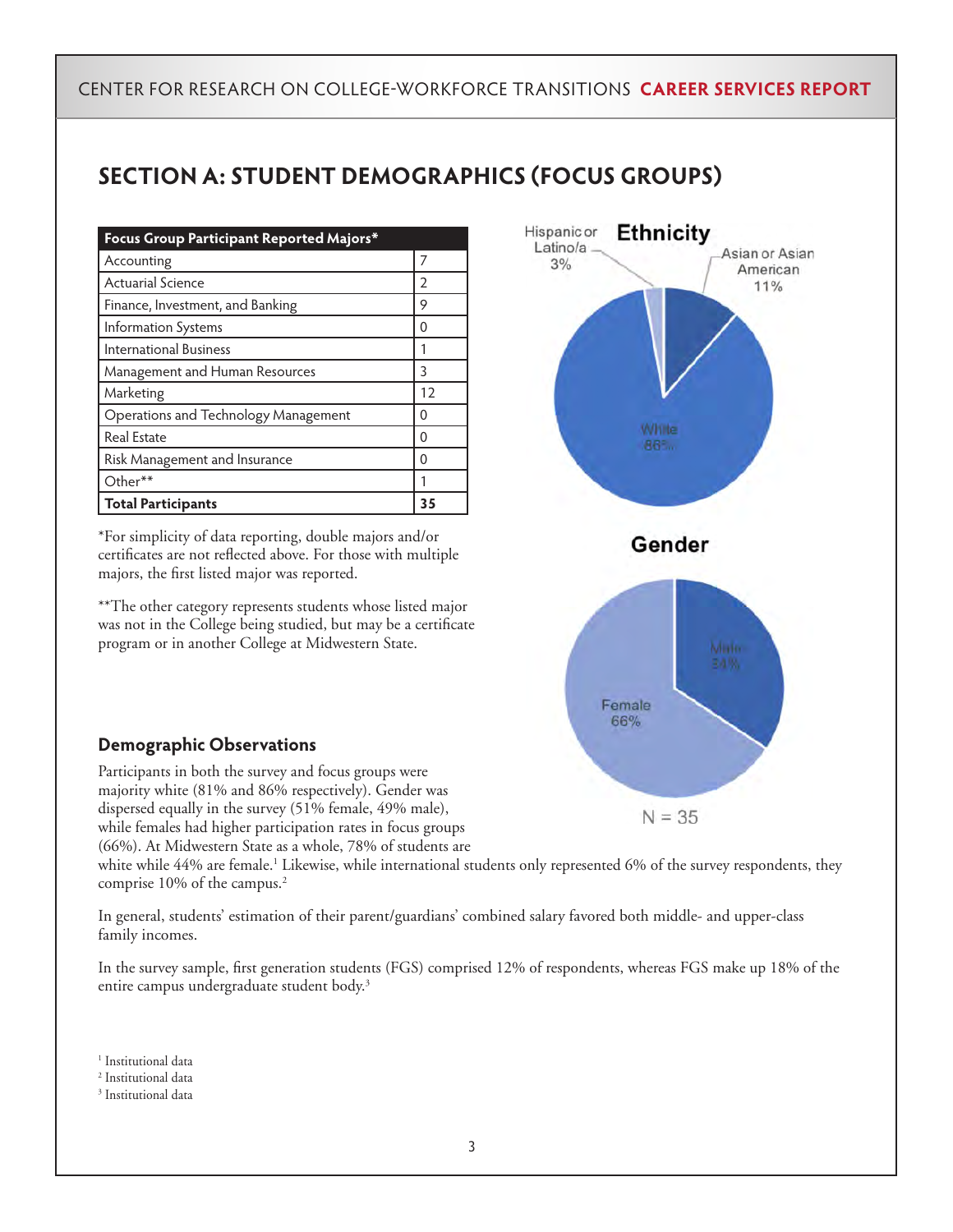## SECTION A: STUDENT DEMOGRAPHICS (FOCUS GROUPS)

| Focus Group Participant Reported Majors* | |
|---|---|
| Accounting | 7 |
| Actuarial Science | 2 |
| Finance, Investment, and Banking | 9 |
| Information Systems | 0 |
| International Business | 1 |
| Management and Human Resources | 3 |
| Marketing | 12 |
| Operations and Technology Management | 0 |
| Real Estate | 0 |
| Risk Management and Insurance | 0 |
| Other** | 1 |
| **Total Participants** | **35** |

*For simplicity of data reporting, double majors and/or certificates are not reflected above. For those with multiple majors, the first listed major was reported.

**The other category represents students whose listed major was not in the College being studied, but may be a certificate program or in another College at Midwestern State.

**Ethnicity**

Hispanic or Latino/a 3%
Asian or Asian American 11%
White 86%

**Gender**

Male 34%
Female 66%

N = 35

### Demographic Observations

Participants in both the survey and focus groups were majority white (81% and 86% respectively). Gender was dispersed equally in the survey (51% female, 49% male), while females had higher participation rates in focus groups (66%). At Midwestern State as a whole, 78% of students are white while 44% are female.[1] Likewise, while international students only represented 6% of the survey respondents, they comprise 10% of the campus.[2]

In general, students' estimation of their parent/guardians' combined salary favored both middle- and upper-class family incomes.

In the survey sample, first generation students (FGS) comprised 12% of respondents, whereas FGS make up 18% of the entire campus undergraduate student body.[3]

[1] Institutional data
[2] Institutional data
[3] Institutional data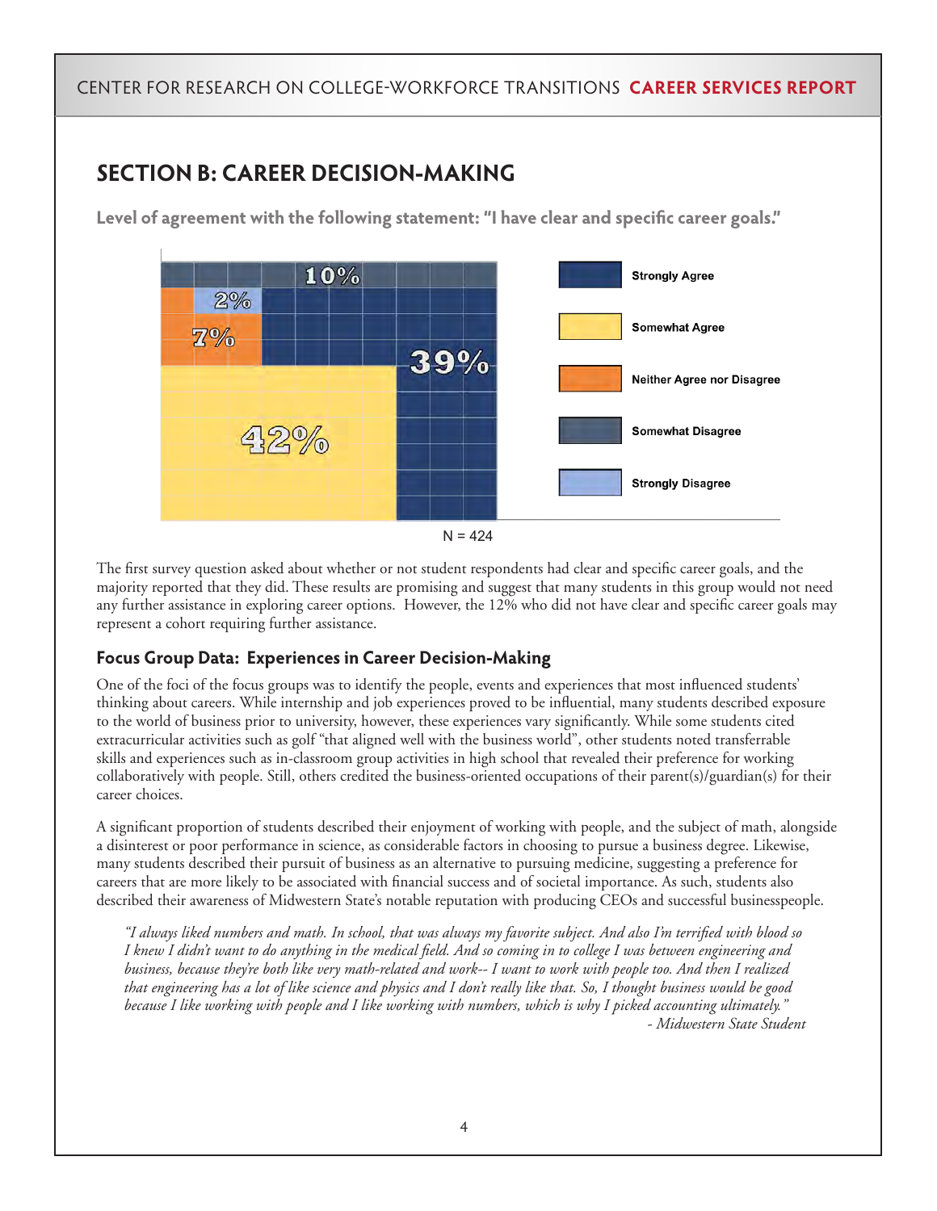## SECTION B: CAREER DECISION-MAKING

**Level of agreement with the following statement: "I have clear and specific career goals."**

| Response | Percentage |
|---|---|
| Strongly Agree | 39% |
| Somewhat Agree | 42% |
| Neither Agree nor Disagree | 7% |
| Somewhat Disagree | 10% |
| Strongly Disagree | 2% |

N = 424

The first survey question asked about whether or not student respondents had clear and specific career goals, and the majority reported that they did. These results are promising and suggest that many students in this group would not need any further assistance in exploring career options. However, the 12% who did not have clear and specific career goals may represent a cohort requiring further assistance.

### Focus Group Data: Experiences in Career Decision-Making

One of the foci of the focus groups was to identify the people, events and experiences that most influenced students' thinking about careers. While internship and job experiences proved to be influential, many students described exposure to the world of business prior to university, however, these experiences vary significantly. While some students cited extracurricular activities such as golf "that aligned well with the business world", other students noted transferrable skills and experiences such as in-classroom group activities in high school that revealed their preference for working collaboratively with people. Still, others credited the business-oriented occupations of their parent(s)/guardian(s) for their career choices.

A significant proportion of students described their enjoyment of working with people, and the subject of math, alongside a disinterest or poor performance in science, as considerable factors in choosing to pursue a business degree. Likewise, many students described their pursuit of business as an alternative to pursuing medicine, suggesting a preference for careers that are more likely to be associated with financial success and of societal importance. As such, students also described their awareness of Midwestern State's notable reputation with producing CEOs and successful businesspeople.

> *"I always liked numbers and math. In school, that was always my favorite subject. And also I'm terrified with blood so I knew I didn't want to do anything in the medical field. And so coming in to college I was between engineering and business, because they're both like very math-related and work-- I want to work with people too. And then I realized that engineering has a lot of like science and physics and I don't really like that. So, I thought business would be good because I like working with people and I like working with numbers, which is why I picked accounting ultimately."*
>
> *- Midwestern State Student*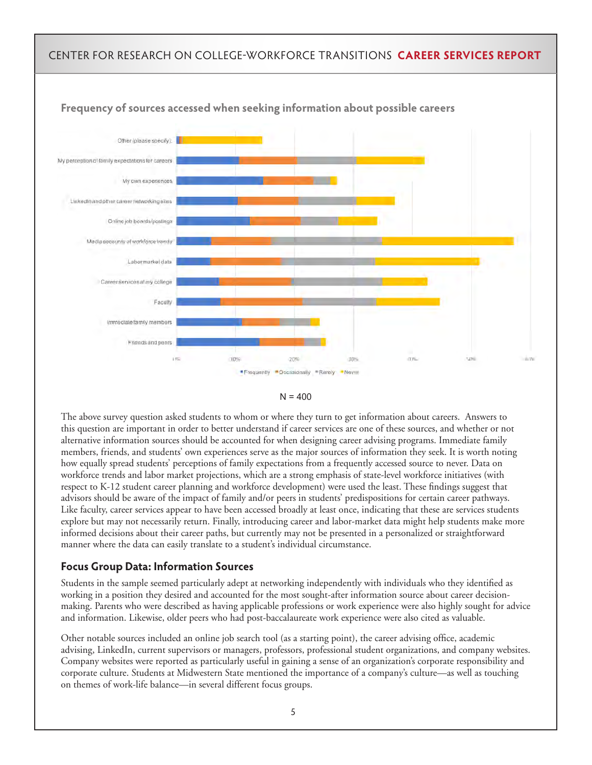### Frequency of sources accessed when seeking information about possible careers

N = 400

The above survey question asked students to whom or where they turn to get information about careers. Answers to this question are important in order to better understand if career services are one of these sources, and whether or not alternative information sources should be accounted for when designing career advising programs. Immediate family members, friends, and students' own experiences serve as the major sources of information they seek. It is worth noting how equally spread students' perceptions of family expectations from a frequently accessed source to never. Data on workforce trends and labor market projections, which are a strong emphasis of state-level workforce initiatives (with respect to K-12 student career planning and workforce development) were used the least. These findings suggest that advisors should be aware of the impact of family and/or peers in students' predispositions for certain career pathways. Like faculty, career services appear to have been accessed broadly at least once, indicating that these are services students explore but may not necessarily return. Finally, introducing career and labor-market data might help students make more informed decisions about their career paths, but currently may not be presented in a personalized or straightforward manner where the data can easily translate to a student's individual circumstance.

## Focus Group Data: Information Sources

Students in the sample seemed particularly adept at networking independently with individuals who they identified as working in a position they desired and accounted for the most sought-after information source about career decision-making. Parents who were described as having applicable professions or work experience were also highly sought for advice and information. Likewise, older peers who had post-baccalaureate work experience were also cited as valuable.

Other notable sources included an online job search tool (as a starting point), the career advising office, academic advising, LinkedIn, current supervisors or managers, professors, professional student organizations, and company websites. Company websites were reported as particularly useful in gaining a sense of an organization's corporate responsibility and corporate culture. Students at Midwestern State mentioned the importance of a company's culture—as well as touching on themes of work-life balance—in several different focus groups.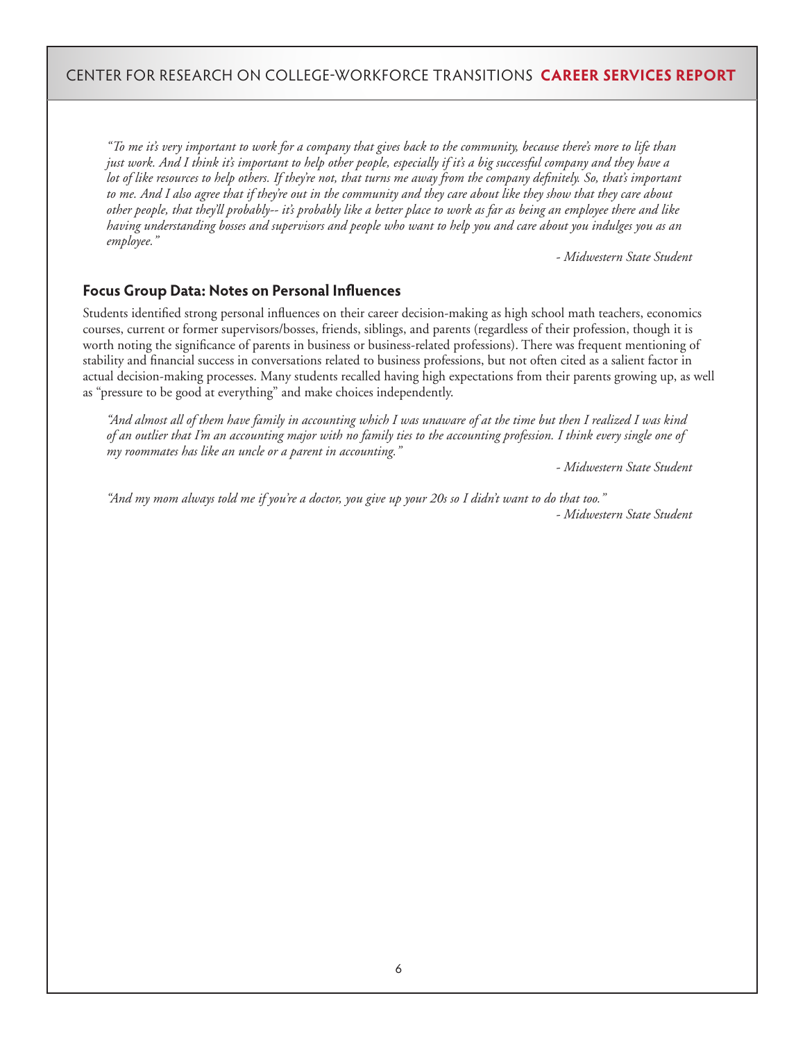*"To me it's very important to work for a company that gives back to the community, because there's more to life than just work. And I think it's important to help other people, especially if it's a big successful company and they have a lot of like resources to help others. If they're not, that turns me away from the company definitely. So, that's important to me. And I also agree that if they're out in the community and they care about like they show that they care about other people, that they'll probably-- it's probably like a better place to work as far as being an employee there and like having understanding bosses and supervisors and people who want to help you and care about you indulges you as an employee."*

*- Midwestern State Student*

### Focus Group Data: Notes on Personal Influences

Students identified strong personal influences on their career decision-making as high school math teachers, economics courses, current or former supervisors/bosses, friends, siblings, and parents (regardless of their profession, though it is worth noting the significance of parents in business or business-related professions). There was frequent mentioning of stability and financial success in conversations related to business professions, but not often cited as a salient factor in actual decision-making processes. Many students recalled having high expectations from their parents growing up, as well as "pressure to be good at everything" and make choices independently.

*"And almost all of them have family in accounting which I was unaware of at the time but then I realized I was kind of an outlier that I'm an accounting major with no family ties to the accounting profession. I think every single one of my roommates has like an uncle or a parent in accounting."*

*- Midwestern State Student*

*"And my mom always told me if you're a doctor, you give up your 20s so I didn't want to do that too."*

*- Midwestern State Student*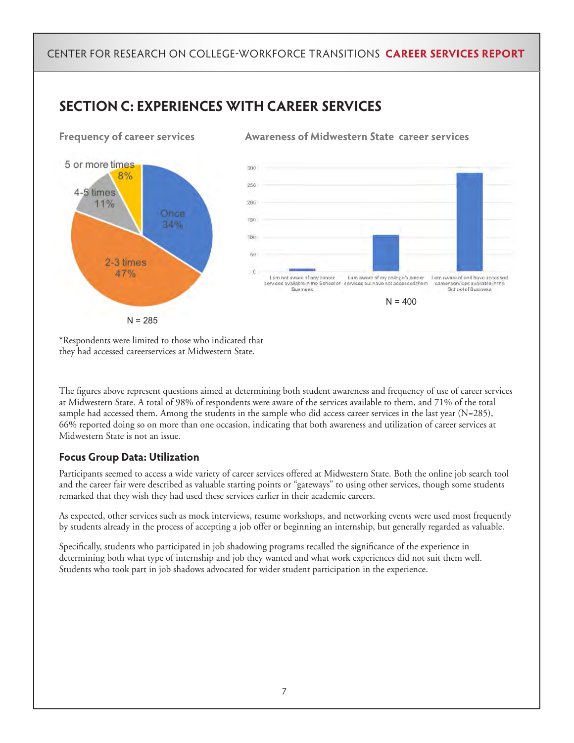## SECTION C: EXPERIENCES WITH CAREER SERVICES

### Frequency of career services

- Once: 34%
- 2-3 times: 47%
- 4-5 times: 11%
- 5 or more times: 8%

N = 285

*Respondents were limited to those who indicated that they had accessed careerservices at Midwestern State.

### Awareness of Midwestern State career services

| Response | Count |
| --- | --- |
| I am not aware of any career services available in the School of Business | ~8 |
| I am aware of my college's career services but have not accessed them | ~107 |
| I am aware of and have accessed career services available in the School of Business | ~285 |

N = 400

The figures above represent questions aimed at determining both student awareness and frequency of use of career services at Midwestern State. A total of 98% of respondents were aware of the services available to them, and 71% of the total sample had accessed them. Among the students in the sample who did access career services in the last year (N=285), 66% reported doing so on more than one occasion, indicating that both awareness and utilization of career services at Midwestern State is not an issue.

### Focus Group Data: Utilization

Participants seemed to access a wide variety of career services offered at Midwestern State. Both the online job search tool and the career fair were described as valuable starting points or "gateways" to using other services, though some students remarked that they wish they had used these services earlier in their academic careers.

As expected, other services such as mock interviews, resume workshops, and networking events were used most frequently by students already in the process of accepting a job offer or beginning an internship, but generally regarded as valuable.

Specifically, students who participated in job shadowing programs recalled the significance of the experience in determining both what type of internship and job they wanted and what work experiences did not suit them well. Students who took part in job shadows advocated for wider student participation in the experience.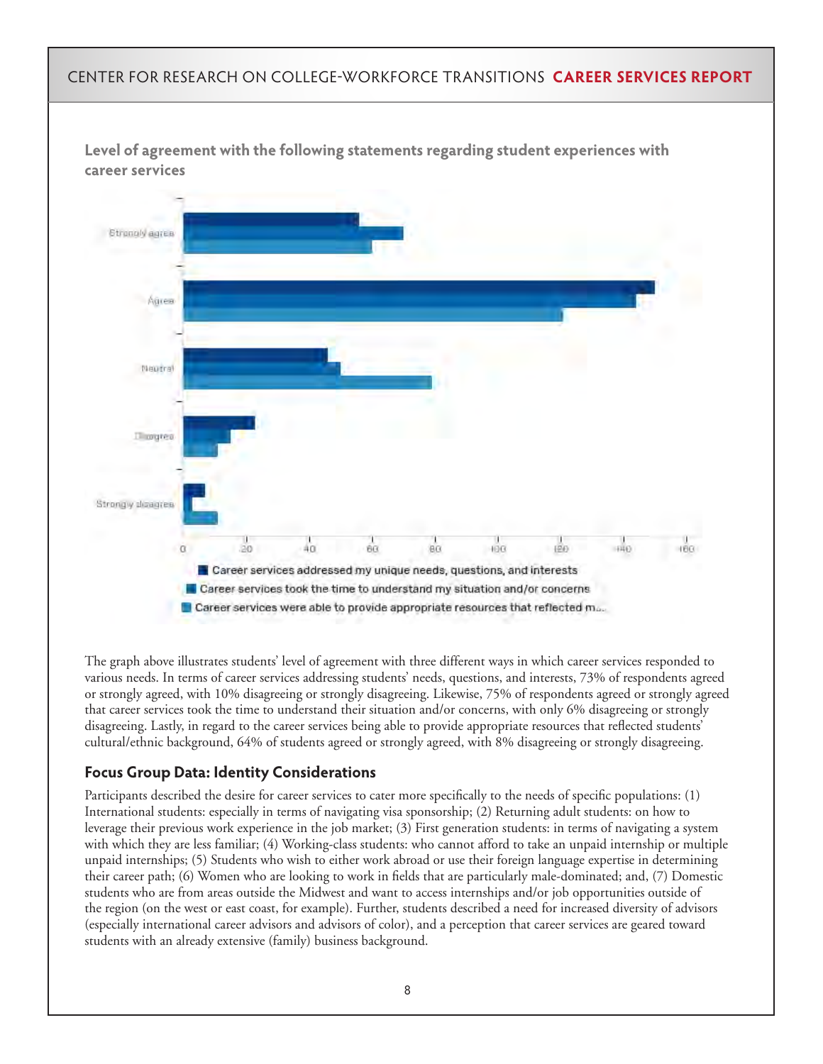**Level of agreement with the following statements regarding student experiences with career services**

Strongly agree

Agree

Neutral

Disagree

Strongly disagree

0 20 40 60 80 100 120 140 160

- Career services addressed my unique needs, questions, and interests
- Career services took the time to understand my situation and/or concerns
- Career services were able to provide appropriate resources that reflected m...

The graph above illustrates students' level of agreement with three different ways in which career services responded to various needs. In terms of career services addressing students' needs, questions, and interests, 73% of respondents agreed or strongly agreed, with 10% disagreeing or strongly disagreeing. Likewise, 75% of respondents agreed or strongly agreed that career services took the time to understand their situation and/or concerns, with only 6% disagreeing or strongly disagreeing. Lastly, in regard to the career services being able to provide appropriate resources that reflected students' cultural/ethnic background, 64% of students agreed or strongly agreed, with 8% disagreeing or strongly disagreeing.

## Focus Group Data: Identity Considerations

Participants described the desire for career services to cater more specifically to the needs of specific populations: (1) International students: especially in terms of navigating visa sponsorship; (2) Returning adult students: on how to leverage their previous work experience in the job market; (3) First generation students: in terms of navigating a system with which they are less familiar; (4) Working-class students: who cannot afford to take an unpaid internship or multiple unpaid internships; (5) Students who wish to either work abroad or use their foreign language expertise in determining their career path; (6) Women who are looking to work in fields that are particularly male-dominated; and, (7) Domestic students who are from areas outside the Midwest and want to access internships and/or job opportunities outside of the region (on the west or east coast, for example). Further, students described a need for increased diversity of advisors (especially international career advisors and advisors of color), and a perception that career services are geared toward students with an already extensive (family) business background.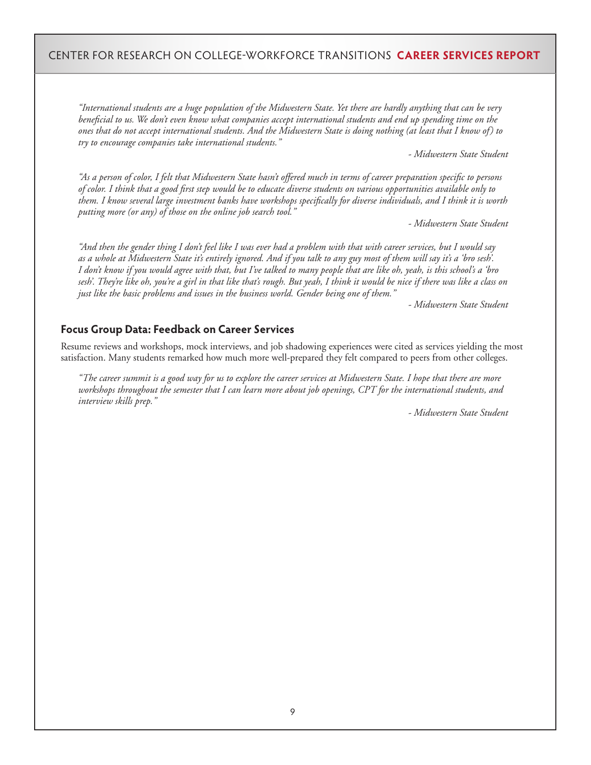*"International students are a huge population of the Midwestern State. Yet there are hardly anything that can be very beneficial to us. We don't even know what companies accept international students and end up spending time on the ones that do not accept international students. And the Midwestern State is doing nothing (at least that I know of) to try to encourage companies take international students."*

*- Midwestern State Student*

*"As a person of color, I felt that Midwestern State hasn't offered much in terms of career preparation specific to persons of color. I think that a good first step would be to educate diverse students on various opportunities available only to them. I know several large investment banks have workshops specifically for diverse individuals, and I think it is worth putting more (or any) of those on the online job search tool."*

*- Midwestern State Student*

*"And then the gender thing I don't feel like I was ever had a problem with that with career services, but I would say as a whole at Midwestern State it's entirely ignored. And if you talk to any guy most of them will say it's a 'bro sesh'. I don't know if you would agree with that, but I've talked to many people that are like oh, yeah, is this school's a 'bro sesh'. They're like oh, you're a girl in that like that's rough. But yeah, I think it would be nice if there was like a class on just like the basic problems and issues in the business world. Gender being one of them."*

*- Midwestern State Student*

## Focus Group Data: Feedback on Career Services

Resume reviews and workshops, mock interviews, and job shadowing experiences were cited as services yielding the most satisfaction. Many students remarked how much more well-prepared they felt compared to peers from other colleges.

*"The career summit is a good way for us to explore the career services at Midwestern State. I hope that there are more workshops throughout the semester that I can learn more about job openings, CPT for the international students, and interview skills prep."*

*- Midwestern State Student*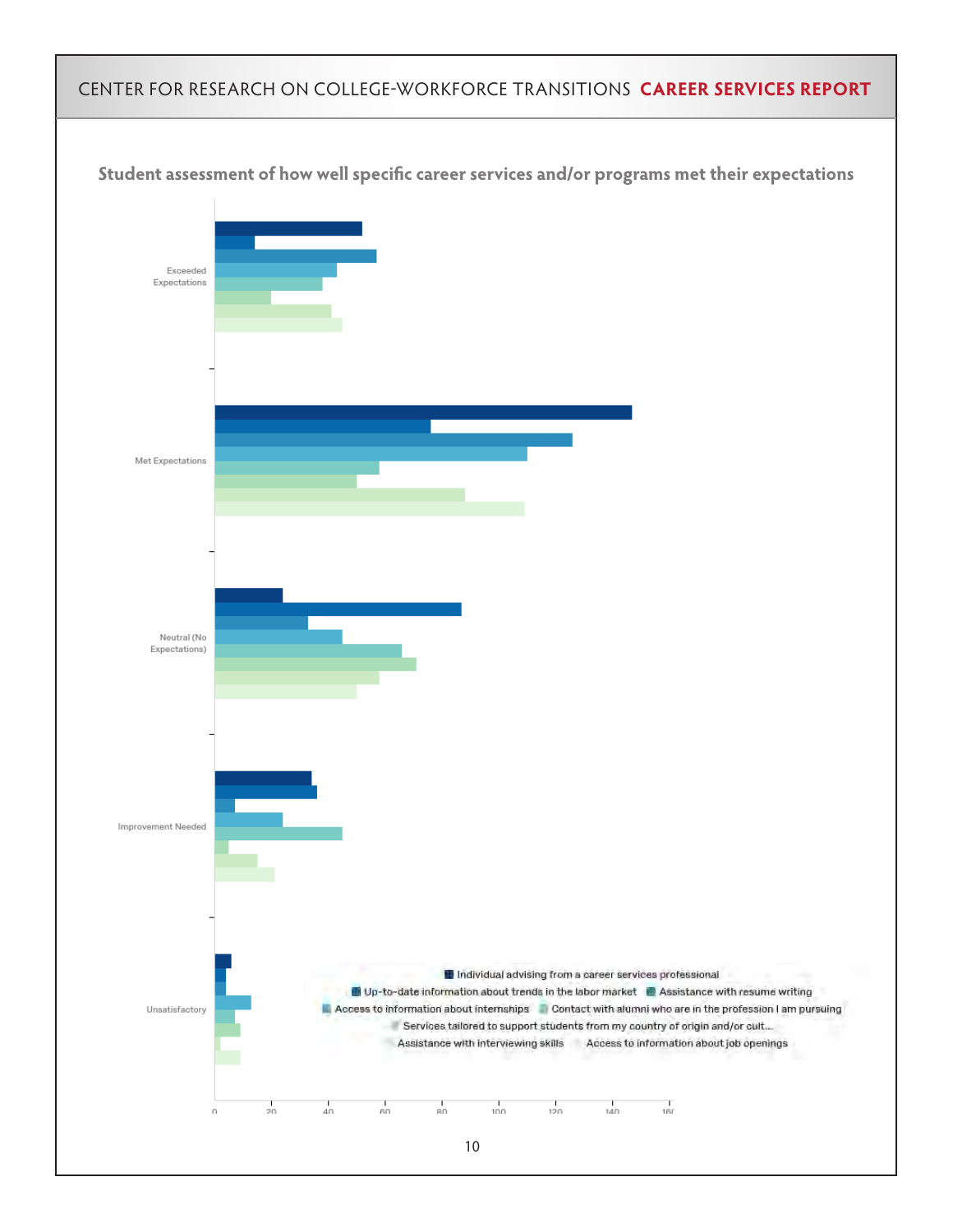**Student assessment of how well specific career services and/or programs met their expectations**

Exceeded Expectations

Met Expectations

Neutral (No Expectations)

Improvement Needed

Unsatisfactory

Individual advising from a career services professional

Up-to-date information about trends in the labor market

Assistance with resume writing

Access to information about internships

Contact with alumni who are in the profession I am pursuing

Services tailored to support students from my country of origin and/or cult...

Assistance with interviewing skills

Access to information about job openings

0 20 40 60 80 100 120 140 160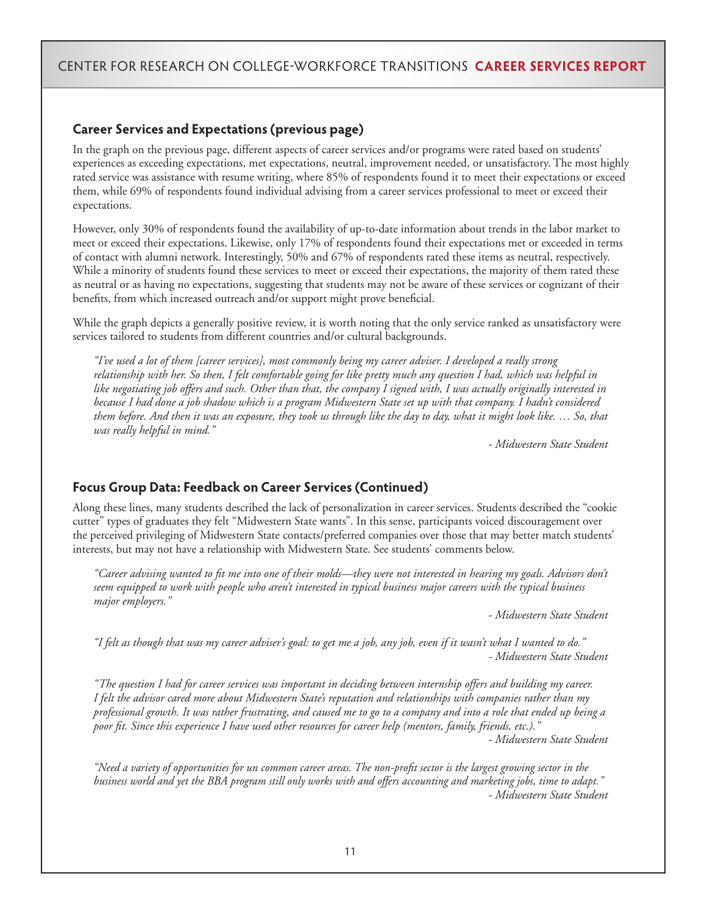## Career Services and Expectations (previous page)

In the graph on the previous page, different aspects of career services and/or programs were rated based on students' experiences as exceeding expectations, met expectations, neutral, improvement needed, or unsatisfactory. The most highly rated service was assistance with resume writing, where 85% of respondents found it to meet their expectations or exceed them, while 69% of respondents found individual advising from a career services professional to meet or exceed their expectations.

However, only 30% of respondents found the availability of up-to-date information about trends in the labor market to meet or exceed their expectations. Likewise, only 17% of respondents found their expectations met or exceeded in terms of contact with alumni network. Interestingly, 50% and 67% of respondents rated these items as neutral, respectively. While a minority of students found these services to meet or exceed their expectations, the majority of them rated these as neutral or as having no expectations, suggesting that students may not be aware of these services or cognizant of their benefits, from which increased outreach and/or support might prove beneficial.

While the graph depicts a generally positive review, it is worth noting that the only service ranked as unsatisfactory were services tailored to students from different countries and/or cultural backgrounds.

> *"I've used a lot of them [career services], most commonly being my career adviser. I developed a really strong relationship with her. So then, I felt comfortable going for like pretty much any question I had, which was helpful in like negotiating job offers and such. Other than that, the company I signed with, I was actually originally interested in because I had done a job shadow which is a program Midwestern State set up with that company. I hadn't considered them before. And then it was an exposure, they took us through like the day to day, what it might look like. … So, that was really helpful in mind."*
>
> *- Midwestern State Student*

## Focus Group Data: Feedback on Career Services (Continued)

Along these lines, many students described the lack of personalization in career services. Students described the "cookie cutter" types of graduates they felt "Midwestern State wants". In this sense, participants voiced discouragement over the perceived privileging of Midwestern State contacts/preferred companies over those that may better match students' interests, but may not have a relationship with Midwestern State. See students' comments below.

> *"Career advising wanted to fit me into one of their molds—they were not interested in hearing my goals. Advisors don't seem equipped to work with people who aren't interested in typical business major careers with the typical business major employers."*
>
> *- Midwestern State Student*

> *"I felt as though that was my career adviser's goal: to get me a job, any job, even if it wasn't what I wanted to do."*
>
> *- Midwestern State Student*

> *"The question I had for career services was important in deciding between internship offers and building my career. I felt the advisor cared more about Midwestern State's reputation and relationships with companies rather than my professional growth. It was rather frustrating, and caused me to go to a company and into a role that ended up being a poor fit. Since this experience I have used other resources for career help (mentors, family, friends, etc.)."*
>
> *- Midwestern State Student*

> *"Need a variety of opportunities for un common career areas. The non-profit sector is the largest growing sector in the business world and yet the BBA program still only works with and offers accounting and marketing jobs, time to adapt."*
>
> *- Midwestern State Student*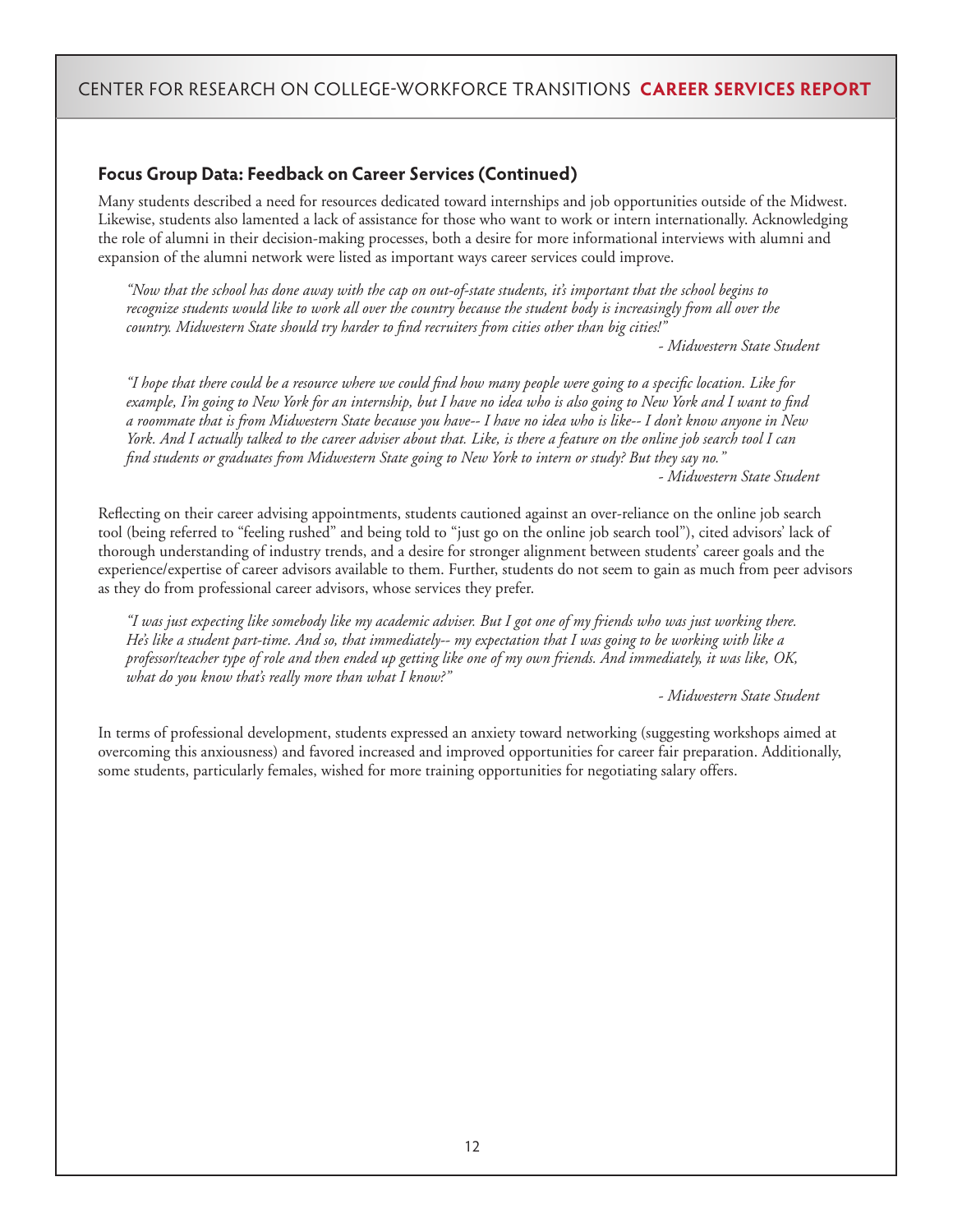## Focus Group Data: Feedback on Career Services (Continued)

Many students described a need for resources dedicated toward internships and job opportunities outside of the Midwest. Likewise, students also lamented a lack of assistance for those who want to work or intern internationally. Acknowledging the role of alumni in their decision-making processes, both a desire for more informational interviews with alumni and expansion of the alumni network were listed as important ways career services could improve.

> *"Now that the school has done away with the cap on out-of-state students, it's important that the school begins to recognize students would like to work all over the country because the student body is increasingly from all over the country. Midwestern State should try harder to find recruiters from cities other than big cities!"*
>
> *- Midwestern State Student*

> *"I hope that there could be a resource where we could find how many people were going to a specific location. Like for example, I'm going to New York for an internship, but I have no idea who is also going to New York and I want to find a roommate that is from Midwestern State because you have-- I have no idea who is like-- I don't know anyone in New York. And I actually talked to the career adviser about that. Like, is there a feature on the online job search tool I can find students or graduates from Midwestern State going to New York to intern or study? But they say no."*
>
> *- Midwestern State Student*

Reflecting on their career advising appointments, students cautioned against an over-reliance on the online job search tool (being referred to "feeling rushed" and being told to "just go on the online job search tool"), cited advisors' lack of thorough understanding of industry trends, and a desire for stronger alignment between students' career goals and the experience/expertise of career advisors available to them. Further, students do not seem to gain as much from peer advisors as they do from professional career advisors, whose services they prefer.

> *"I was just expecting like somebody like my academic adviser. But I got one of my friends who was just working there. He's like a student part-time. And so, that immediately-- my expectation that I was going to be working with like a professor/teacher type of role and then ended up getting like one of my own friends. And immediately, it was like, OK, what do you know that's really more than what I know?"*
>
> *- Midwestern State Student*

In terms of professional development, students expressed an anxiety toward networking (suggesting workshops aimed at overcoming this anxiousness) and favored increased and improved opportunities for career fair preparation. Additionally, some students, particularly females, wished for more training opportunities for negotiating salary offers.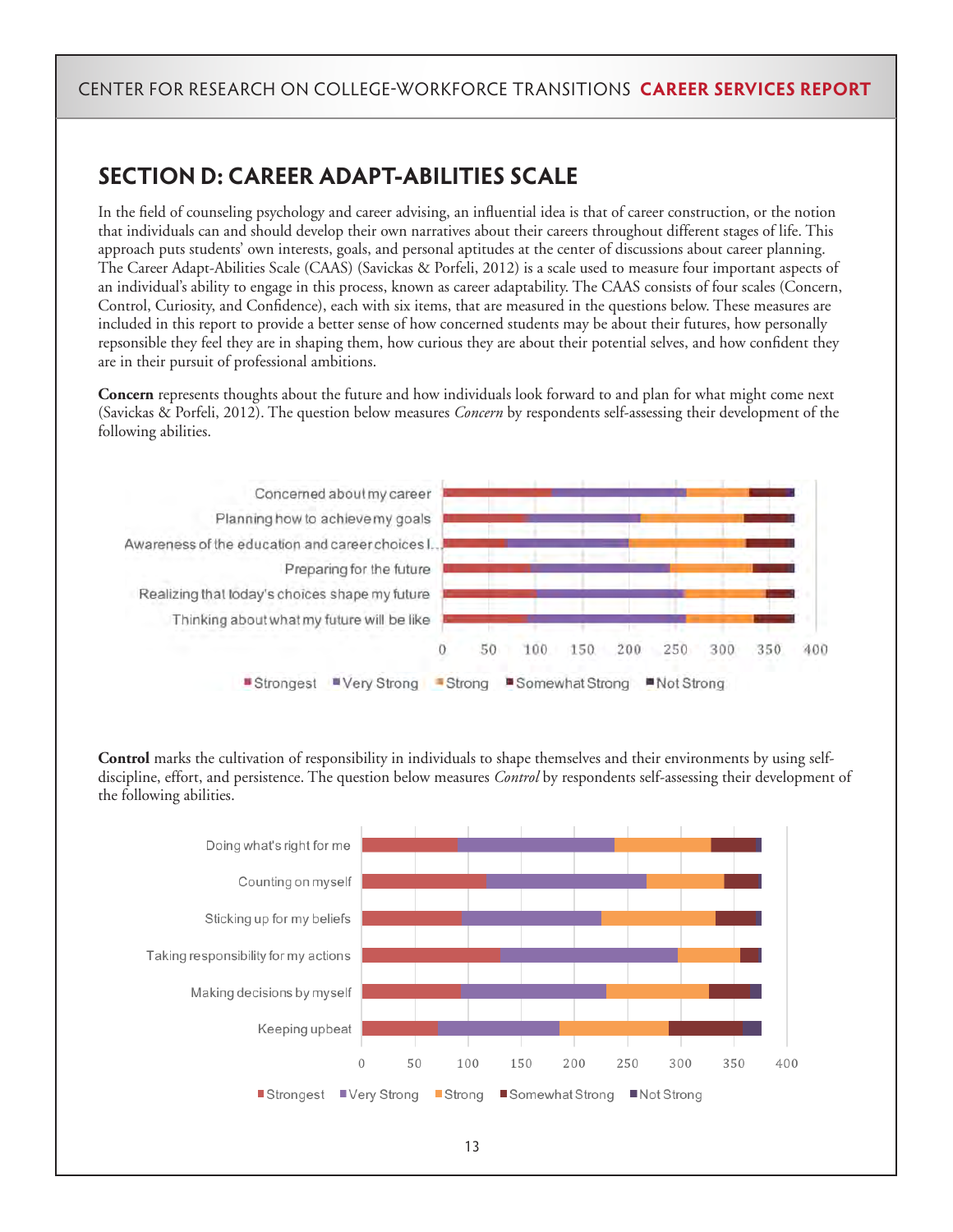## SECTION D: CAREER ADAPT-ABILITIES SCALE

In the field of counseling psychology and career advising, an influential idea is that of career construction, or the notion that individuals can and should develop their own narratives about their careers throughout different stages of life. This approach puts students' own interests, goals, and personal aptitudes at the center of discussions about career planning. The Career Adapt-Abilities Scale (CAAS) (Savickas & Porfeli, 2012) is a scale used to measure four important aspects of an individual's ability to engage in this process, known as career adaptability. The CAAS consists of four scales (Concern, Control, Curiosity, and Confidence), each with six items, that are measured in the questions below. These measures are included in this report to provide a better sense of how concerned students may be about their futures, how personally repsonsible they feel they are in shaping them, how curious they are about their potential selves, and how confident they are in their pursuit of professional ambitions.

**Concern** represents thoughts about the future and how individuals look forward to and plan for what might come next (Savickas & Porfeli, 2012). The question below measures *Concern* by respondents self-assessing their development of the following abilities.

Concerned about my career
Planning how to achieve my goals
Awareness of the education and career choices I...
Preparing for the future
Realizing that today's choices shape my future
Thinking about what my future will be like

0 50 100 150 200 250 300 350 400

Strongest Very Strong Strong Somewhat Strong Not Strong

**Control** marks the cultivation of responsibility in individuals to shape themselves and their environments by using self-discipline, effort, and persistence. The question below measures *Control* by respondents self-assessing their development of the following abilities.

Doing what's right for me
Counting on myself
Sticking up for my beliefs
Taking responsibility for my actions
Making decisions by myself
Keeping upbeat

0 50 100 150 200 250 300 350 400

Strongest Very Strong Strong Somewhat Strong Not Strong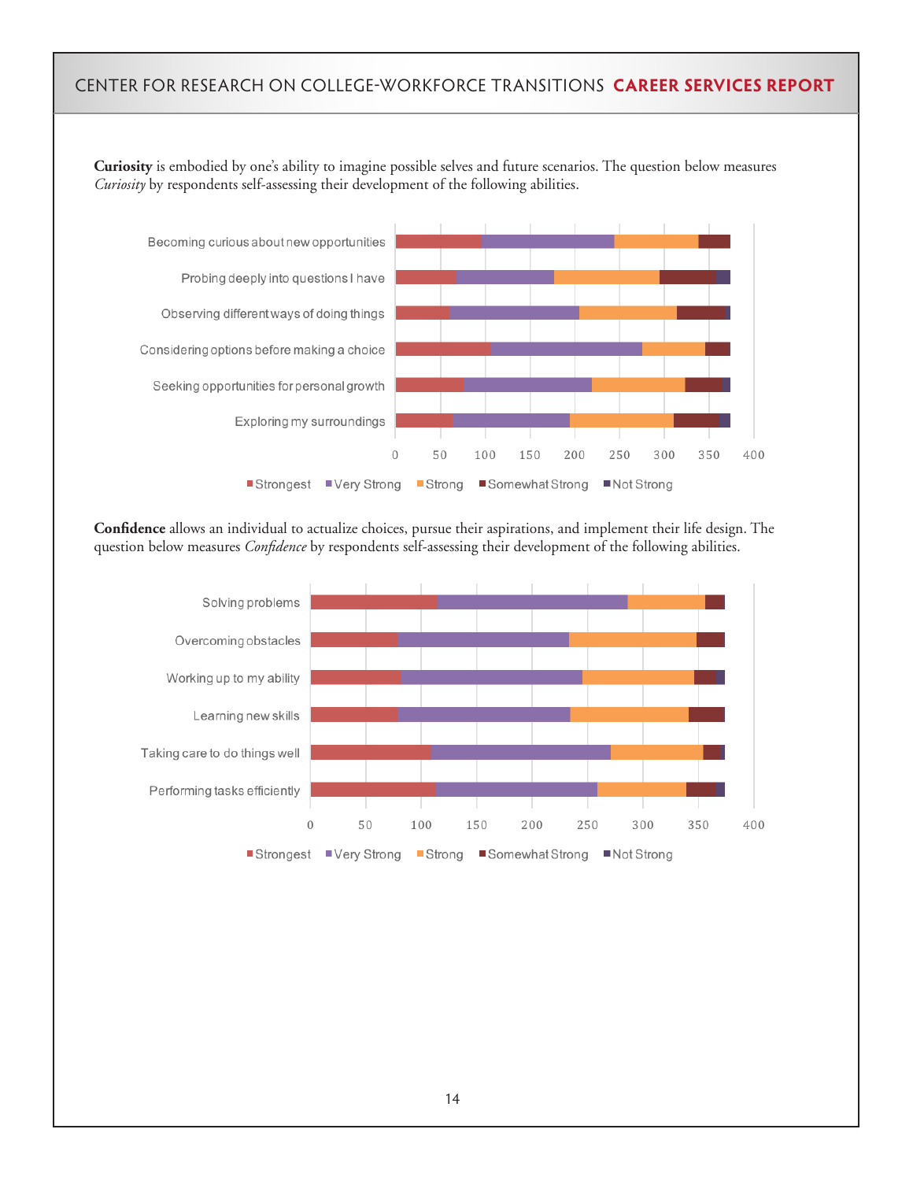**Curiosity** is embodied by one's ability to imagine possible selves and future scenarios. The question below measures *Curiosity* by respondents self-assessing their development of the following abilities.

Becoming curious about new opportunities
Probing deeply into questions I have
Observing different ways of doing things
Considering options before making a choice
Seeking opportunities for personal growth
Exploring my surroundings

0 50 100 150 200 250 300 350 400

■Strongest ■Very Strong ■Strong ■Somewhat Strong ■Not Strong

**Confidence** allows an individual to actualize choices, pursue their aspirations, and implement their life design. The question below measures *Confidence* by respondents self-assessing their development of the following abilities.

Solving problems
Overcoming obstacles
Working up to my ability
Learning new skills
Taking care to do things well
Performing tasks efficiently

0 50 100 150 200 250 300 350 400

■Strongest ■Very Strong ■Strong ■Somewhat Strong ■Not Strong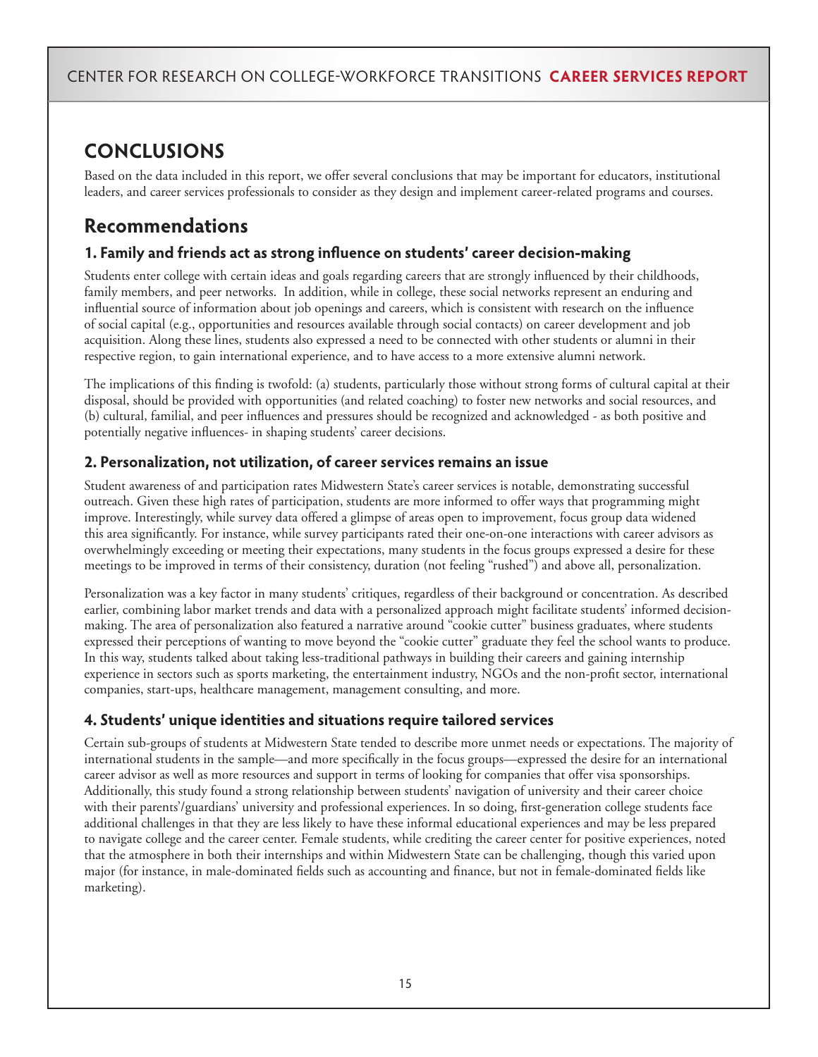# CONCLUSIONS

Based on the data included in this report, we offer several conclusions that may be important for educators, institutional leaders, and career services professionals to consider as they design and implement career-related programs and courses.

## Recommendations

### 1. Family and friends act as strong influence on students' career decision-making

Students enter college with certain ideas and goals regarding careers that are strongly influenced by their childhoods, family members, and peer networks. In addition, while in college, these social networks represent an enduring and influential source of information about job openings and careers, which is consistent with research on the influence of social capital (e.g., opportunities and resources available through social contacts) on career development and job acquisition. Along these lines, students also expressed a need to be connected with other students or alumni in their respective region, to gain international experience, and to have access to a more extensive alumni network.

The implications of this finding is twofold: (a) students, particularly those without strong forms of cultural capital at their disposal, should be provided with opportunities (and related coaching) to foster new networks and social resources, and (b) cultural, familial, and peer influences and pressures should be recognized and acknowledged - as both positive and potentially negative influences- in shaping students' career decisions.

### 2. Personalization, not utilization, of career services remains an issue

Student awareness of and participation rates Midwestern State's career services is notable, demonstrating successful outreach. Given these high rates of participation, students are more informed to offer ways that programming might improve. Interestingly, while survey data offered a glimpse of areas open to improvement, focus group data widened this area significantly. For instance, while survey participants rated their one-on-one interactions with career advisors as overwhelmingly exceeding or meeting their expectations, many students in the focus groups expressed a desire for these meetings to be improved in terms of their consistency, duration (not feeling "rushed") and above all, personalization.

Personalization was a key factor in many students' critiques, regardless of their background or concentration. As described earlier, combining labor market trends and data with a personalized approach might facilitate students' informed decision-making. The area of personalization also featured a narrative around "cookie cutter" business graduates, where students expressed their perceptions of wanting to move beyond the "cookie cutter" graduate they feel the school wants to produce. In this way, students talked about taking less-traditional pathways in building their careers and gaining internship experience in sectors such as sports marketing, the entertainment industry, NGOs and the non-profit sector, international companies, start-ups, healthcare management, management consulting, and more.

### 4. Students' unique identities and situations require tailored services

Certain sub-groups of students at Midwestern State tended to describe more unmet needs or expectations. The majority of international students in the sample—and more specifically in the focus groups—expressed the desire for an international career advisor as well as more resources and support in terms of looking for companies that offer visa sponsorships. Additionally, this study found a strong relationship between students' navigation of university and their career choice with their parents'/guardians' university and professional experiences. In so doing, first-generation college students face additional challenges in that they are less likely to have these informal educational experiences and may be less prepared to navigate college and the career center. Female students, while crediting the career center for positive experiences, noted that the atmosphere in both their internships and within Midwestern State can be challenging, though this varied upon major (for instance, in male-dominated fields such as accounting and finance, but not in female-dominated fields like marketing).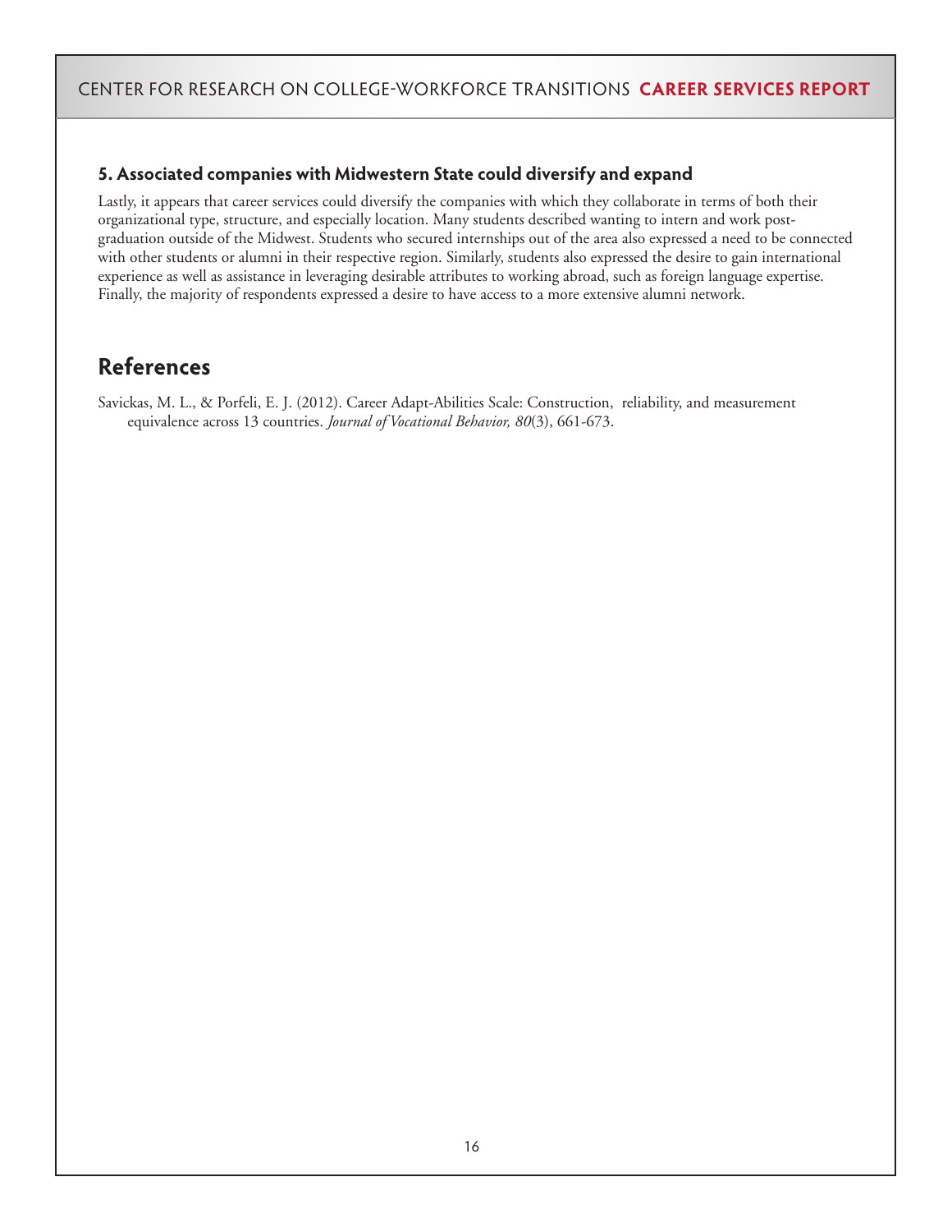### 5. Associated companies with Midwestern State could diversify and expand

Lastly, it appears that career services could diversify the companies with which they collaborate in terms of both their organizational type, structure, and especially location. Many students described wanting to intern and work post-graduation outside of the Midwest. Students who secured internships out of the area also expressed a need to be connected with other students or alumni in their respective region. Similarly, students also expressed the desire to gain international experience as well as assistance in leveraging desirable attributes to working abroad, such as foreign language expertise. Finally, the majority of respondents expressed a desire to have access to a more extensive alumni network.

## References

Savickas, M. L., & Porfeli, E. J. (2012). Career Adapt-Abilities Scale: Construction, reliability, and measurement equivalence across 13 countries. *Journal of Vocational Behavior, 80*(3), 661-673.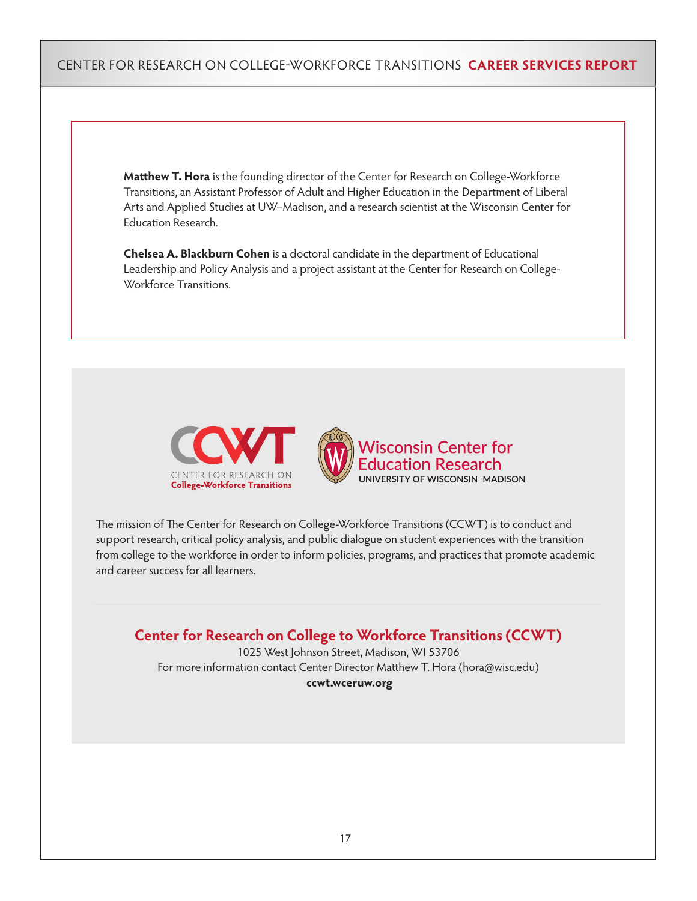**Matthew T. Hora** is the founding director of the Center for Research on College-Workforce Transitions, an Assistant Professor of Adult and Higher Education in the Department of Liberal Arts and Applied Studies at UW–Madison, and a research scientist at the Wisconsin Center for Education Research.

**Chelsea A. Blackburn Cohen** is a doctoral candidate in the department of Educational Leadership and Policy Analysis and a project assistant at the Center for Research on College-Workforce Transitions.

CCWT
CENTER FOR RESEARCH ON
College-Workforce Transitions

Wisconsin Center for Education Research
UNIVERSITY OF WISCONSIN–MADISON

The mission of The Center for Research on College-Workforce Transitions (CCWT) is to conduct and support research, critical policy analysis, and public dialogue on student experiences with the transition from college to the workforce in order to inform policies, programs, and practices that promote academic and career success for all learners.

---

**Center for Research on College to Workforce Transitions (CCWT)**

1025 West Johnson Street, Madison, WI 53706

For more information contact Center Director Matthew T. Hora (hora@wisc.edu)

**ccwt.wceruw.org**